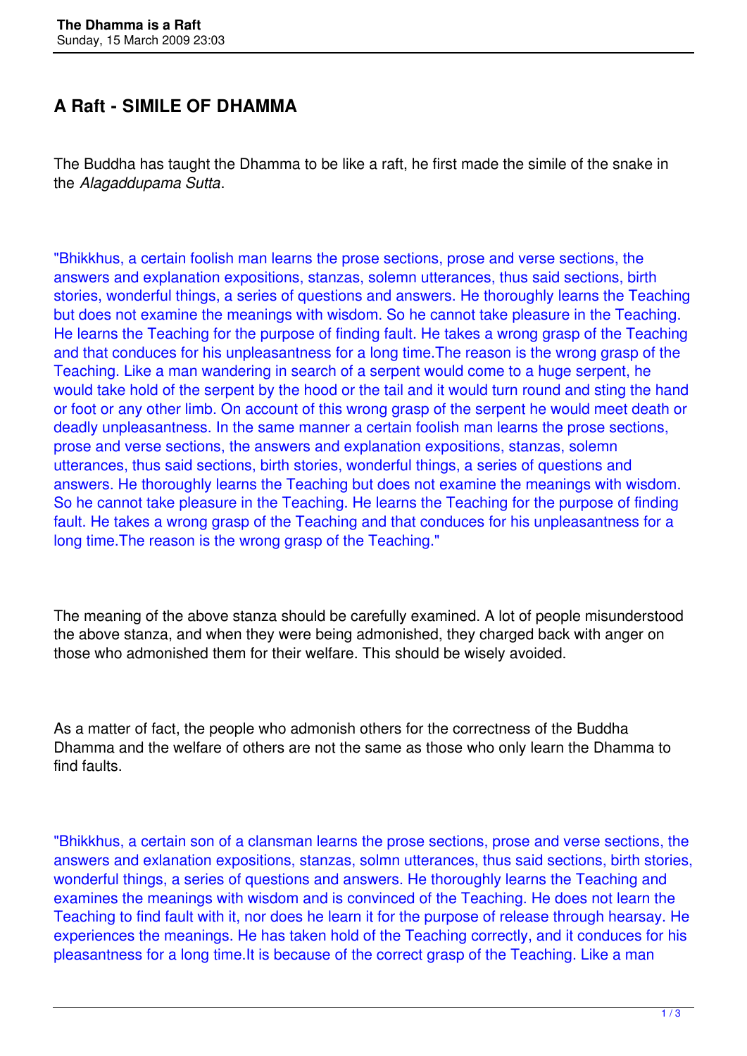## A Raft - SIMILE OF DHAMMA

The Buddha has taught the Dhamma to be like a raft, he first made the simile of the snake in the *Alagaddupama Sutta*.

"Bhikkhus, a certain foolish man learns the prose sections, prose and verse sections, the answers and explanation expositions, stanzas, solemn utterances, thus said sections, birth stories, wonderful things, a series of questions and answers. He thoroughly learns the Teaching but does not examine the meanings with wisdom. So he cannot take pleasure in the Teaching. He learns the Teaching for the purpose of finding fault. He takes a wrong grasp of the Teaching and that conduces for his unpleasantness for a long time.The reason is the wrong grasp of the Teaching. Like a man wandering in search of a serpent would come to a huge serpent, he would take hold of the serpent by the hood or the tail and it would turn round and sting the hand or foot or any other limb. On account of this wrong grasp of the serpent he would meet death or deadly unpleasantness. In the same manner a certain foolish man learns the prose sections, prose and verse sections, the answers and explanation expositions, stanzas, solemn utterances, thus said sections, birth stories, wonderful things, a series of questions and answers. He thoroughly learns the Teaching but does not examine the meanings with wisdom. So he cannot take pleasure in the Teaching. He learns the Teaching for the purpose of finding fault. He takes a wrong grasp of the Teaching and that conduces for his unpleasantness for a long time.The reason is the wrong grasp of the Teaching."

The meaning of the above stanza should be carefully examined. A lot of people misunderstood the above stanza, and when they were being admonished, they charged back with anger on those who admonished them for their welfare. This should be wisely avoided.

As a matter of fact, the people who admonish others for the correctness of the Buddha Dhamma and the welfare of others are not the same as those who only learn the Dhamma to find faults.

"Bhikkhus, a certain son of a clansman learns the prose sections, prose and verse sections, the answers and exlanation expositions, stanzas, solmn utterances, thus said sections, birth stories, wonderful things, a series of questions and answers. He thoroughly learns the Teaching and examines the meanings with wisdom and is convinced of the Teaching. He does not learn the Teaching to find fault with it, nor does he learn it for the purpose of release through hearsay. He experiences the meanings. He has taken hold of the Teaching correctly, and it conduces for his pleasantness for a long time.It is because of the correct grasp of the Teaching. Like a man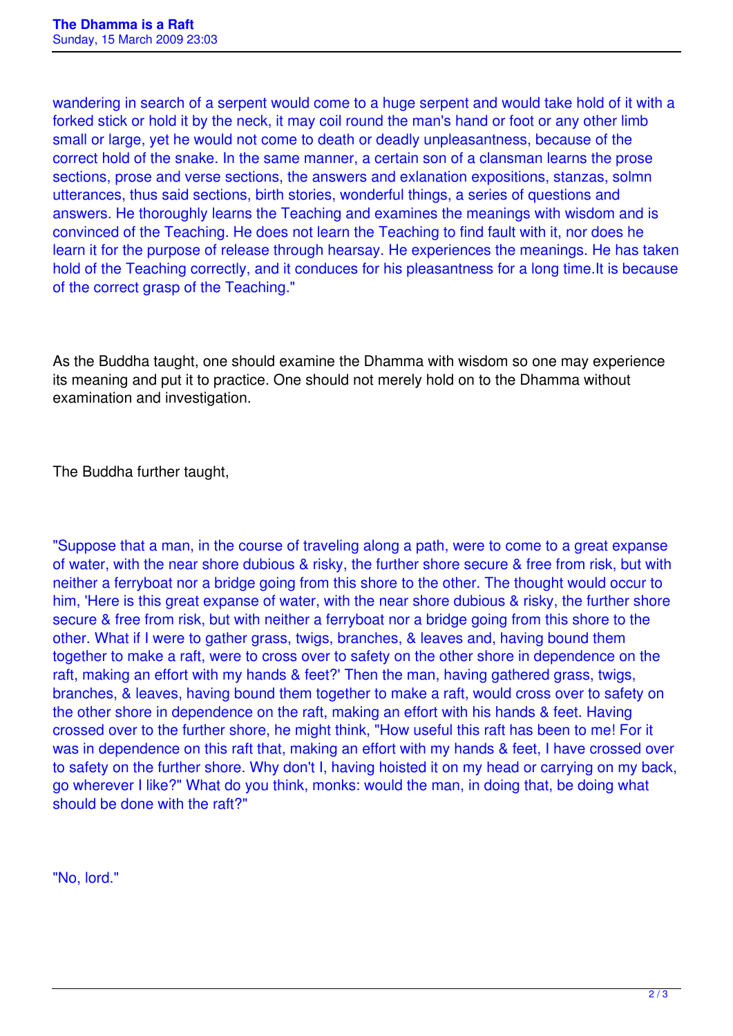wandering in search of a serpent would come to a huge serpent and would take hold of it with a forked stick or hold it by the neck, it may coil round the man's hand or foot or any other limb small or large, yet he would not come to death or deadly unpleasantness, because of the correct hold of the snake. In the same manner, a certain son of a clansman learns the prose sections, prose and verse sections, the answers and exlanation expositions, stanzas, solmn utterances, thus said sections, birth stories, wonderful things, a series of questions and answers. He thoroughly learns the Teaching and examines the meanings with wisdom and is convinced of the Teaching. He does not learn the Teaching to find fault with it, nor does he learn it for the purpose of release through hearsay. He experiences the meanings. He has taken hold of the Teaching correctly, and it conduces for his pleasantness for a long time.It is because of the correct grasp of the Teaching."

As the Buddha taught, one should examine the Dhamma with wisdom so one may experience its meaning and put it to practice. One should not merely hold on to the Dhamma without examination and investigation.

The Buddha further taught,

"Suppose that a man, in the course of traveling along a path, were to come to a great expanse of water, with the near shore dubious & risky, the further shore secure & free from risk, but with neither a ferryboat nor a bridge going from this shore to the other. The thought would occur to him, 'Here is this great expanse of water, with the near shore dubious & risky, the further shore secure & free from risk, but with neither a ferryboat nor a bridge going from this shore to the other. What if I were to gather grass, twigs, branches, & leaves and, having bound them together to make a raft, were to cross over to safety on the other shore in dependence on the raft, making an effort with my hands & feet?' Then the man, having gathered grass, twigs, branches, & leaves, having bound them together to make a raft, would cross over to safety on the other shore in dependence on the raft, making an effort with his hands & feet. Having crossed over to the further shore, he might think, "How useful this raft has been to me! For it was in dependence on this raft that, making an effort with my hands & feet, I have crossed over to safety on the further shore. Why don't I, having hoisted it on my head or carrying on my back, go wherever I like?" What do you think, monks: would the man, in doing that, be doing what should be done with the raft?"

"No, lord."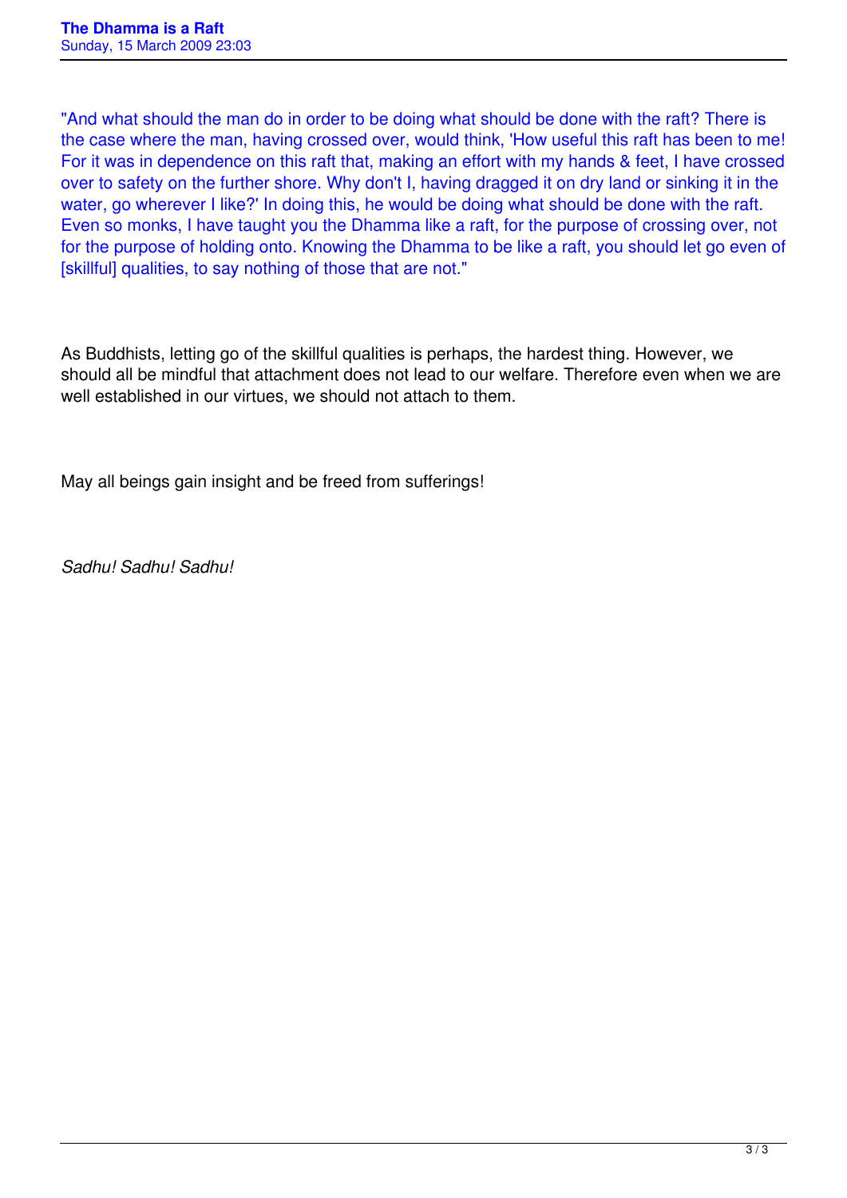"And what should the man do in order to be doing what should be done with the raft? There is the case where the man, having crossed over, would think, 'How useful this raft has been to me! For it was in dependence on this raft that, making an effort with my hands & feet, I have crossed over to safety on the further shore. Why don't I, having dragged it on dry land or sinking it in the water, go wherever I like?' In doing this, he would be doing what should be done with the raft. Even so monks, I have taught you the Dhamma like a raft, for the purpose of crossing over, not for the purpose of holding onto. Knowing the Dhamma to be like a raft, you should let go even of [skillful] qualities, to say nothing of those that are not."

As Buddhists, letting go of the skillful qualities is perhaps, the hardest thing. However, we should all be mindful that attachment does not lead to our welfare. Therefore even when we are well established in our virtues, we should not attach to them.

May all beings gain insight and be freed from sufferings!

*Sadhu! Sadhu! Sadhu!*